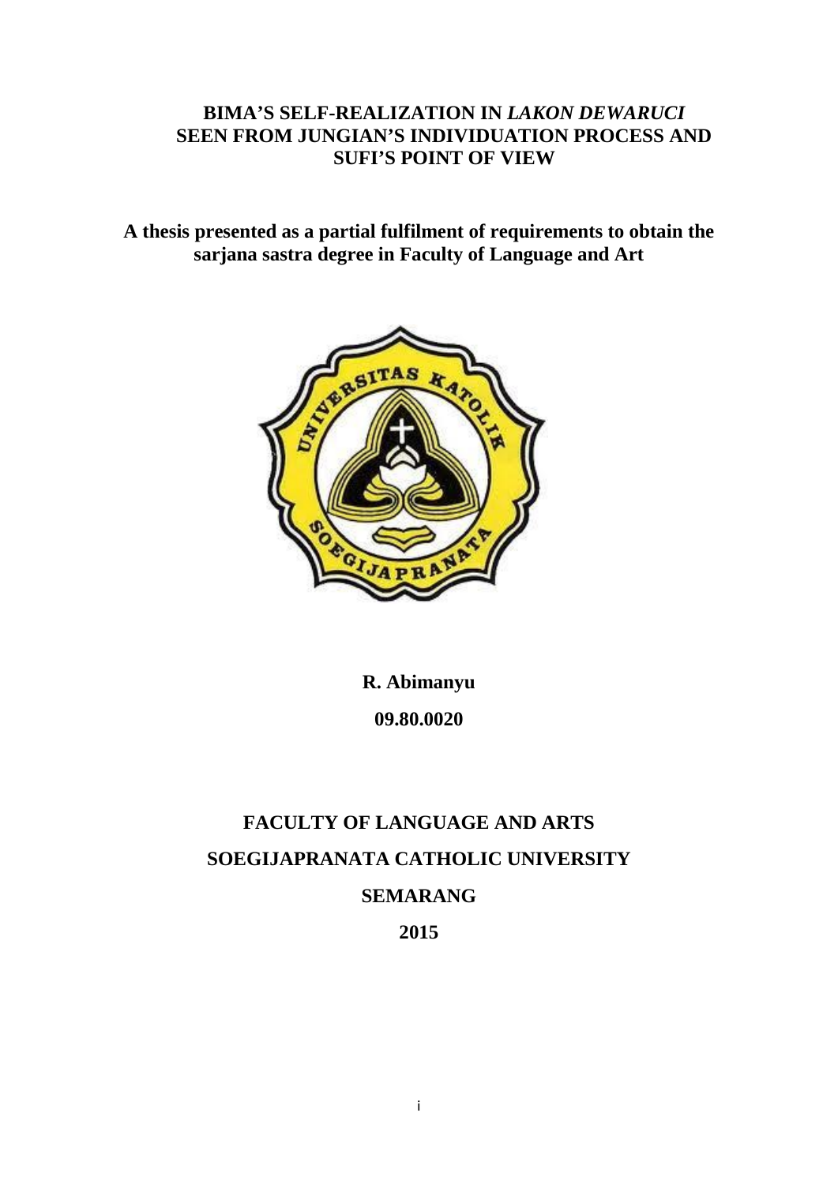# BIMA'S SELF-REALIZATION IN *LAKON DEWARUCI* SEEN FROM JUNGIAN'S INDIVIDUATION PROCESS AND SUFI'S POINT OF VIEW

**A thesis presented as a partial fulfilment of requirements to obtain the sarjana sastra degree in Faculty of Language and Art**

**R. Abimanyu**

**09.80.0020**

**FACULTY OF LANGUAGE AND ARTS**

**SOEGIJAPRANATA CATHOLIC UNIVERSITY**

**SEMARANG**

**2015**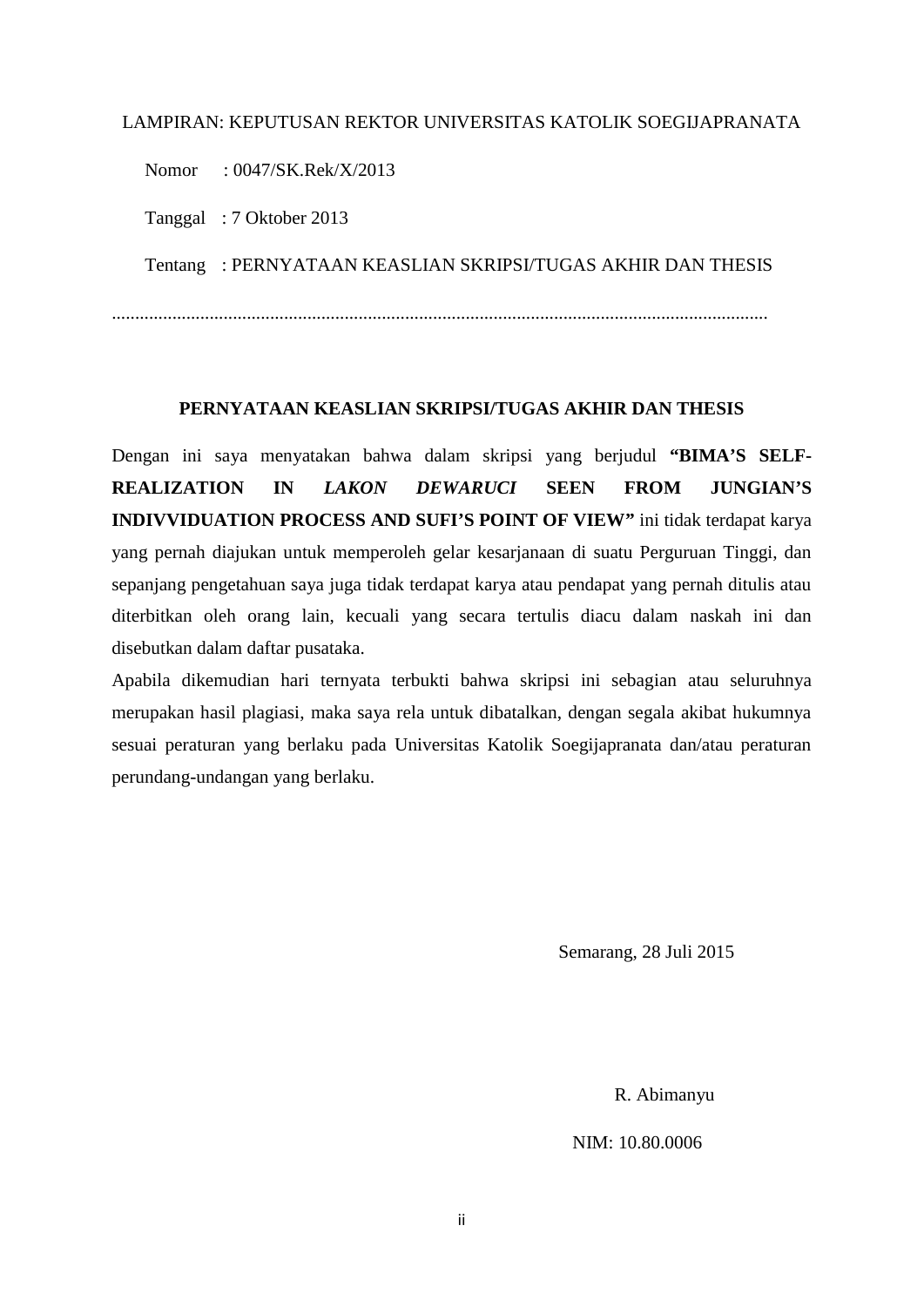LAMPIRAN: KEPUTUSAN REKTOR UNIVERSITAS KATOLIK SOEGIJAPRANATA

Nomor : 0047/SK.Rek/X/2013

Tanggal : 7 Oktober 2013

Tentang : PERNYATAAN KEASLIAN SKRIPSI/TUGAS AKHIR DAN THESIS

..........................................................................................................................................

**PERNYATAAN KEASLIAN SKRIPSI/TUGAS AKHIR DAN THESIS**

Dengan ini saya menyatakan bahwa dalam skripsi yang berjudul **"BIMA'S SELF-REALIZATION IN *LAKON DEWARUCI* SEEN FROM JUNGIAN'S INDIVVIDUATION PROCESS AND SUFI'S POINT OF VIEW"** ini tidak terdapat karya yang pernah diajukan untuk memperoleh gelar kesarjanaan di suatu Perguruan Tinggi, dan sepanjang pengetahuan saya juga tidak terdapat karya atau pendapat yang pernah ditulis atau diterbitkan oleh orang lain, kecuali yang secara tertulis diacu dalam naskah ini dan disebutkan dalam daftar pusataka.

Apabila dikemudian hari ternyata terbukti bahwa skripsi ini sebagian atau seluruhnya merupakan hasil plagiasi, maka saya rela untuk dibatalkan, dengan segala akibat hukumnya sesuai peraturan yang berlaku pada Universitas Katolik Soegijapranata dan/atau peraturan perundang-undangan yang berlaku.

Semarang, 28 Juli 2015

R. Abimanyu

NIM: 10.80.0006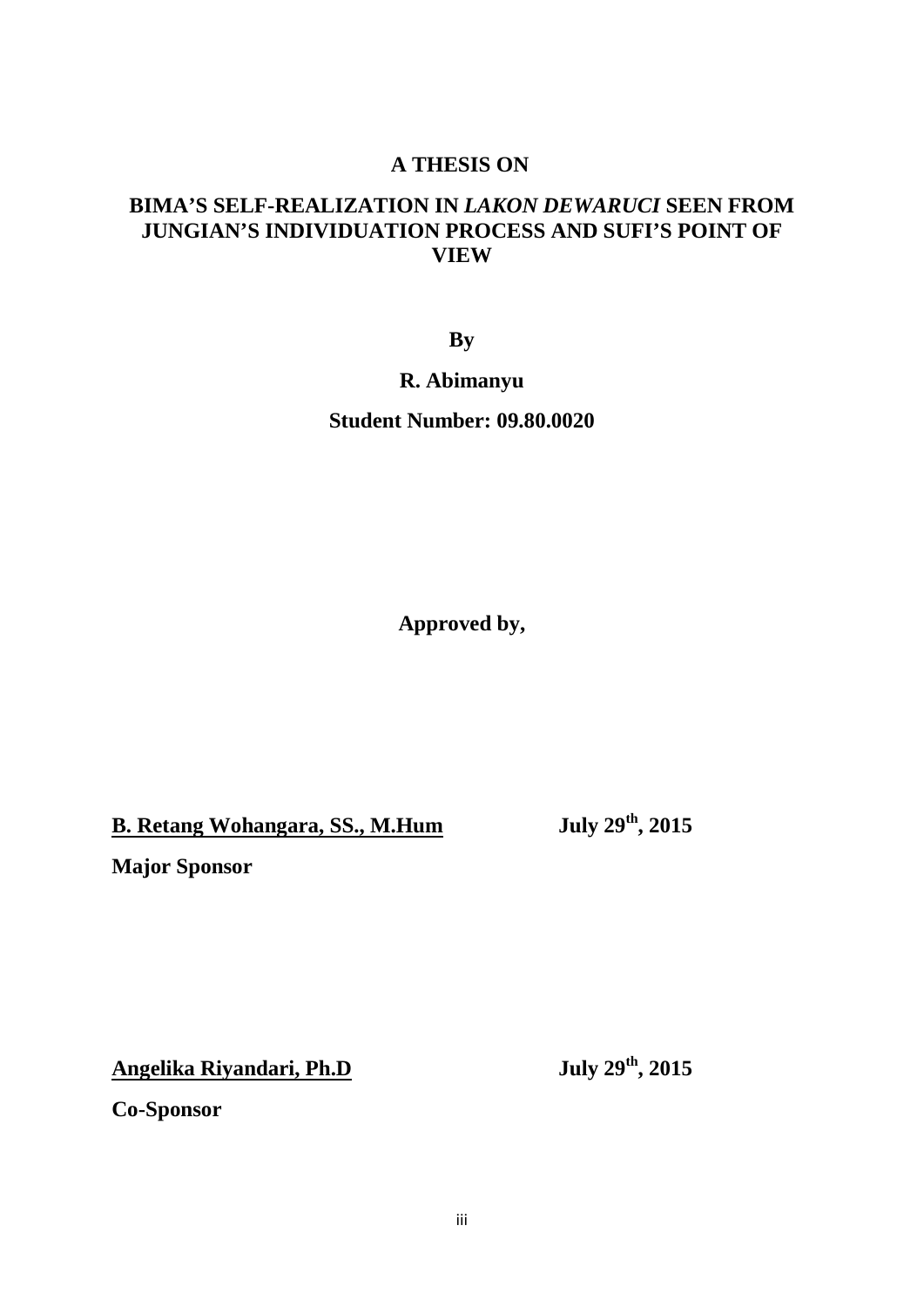**A THESIS ON**

**BIMA'S SELF-REALIZATION IN *LAKON DEWARUCI* SEEN FROM JUNGIAN'S INDIVIDUATION PROCESS AND SUFI'S POINT OF VIEW**

**By**

**R. Abimanyu**

**Student Number: 09.80.0020**

**Approved by,**

**B. Retang Wohangara, SS., M.Hum** **July 29th, 2015**

**Major Sponsor**

**Angelika Riyandari, Ph.D** **July 29th, 2015**

**Co-Sponsor**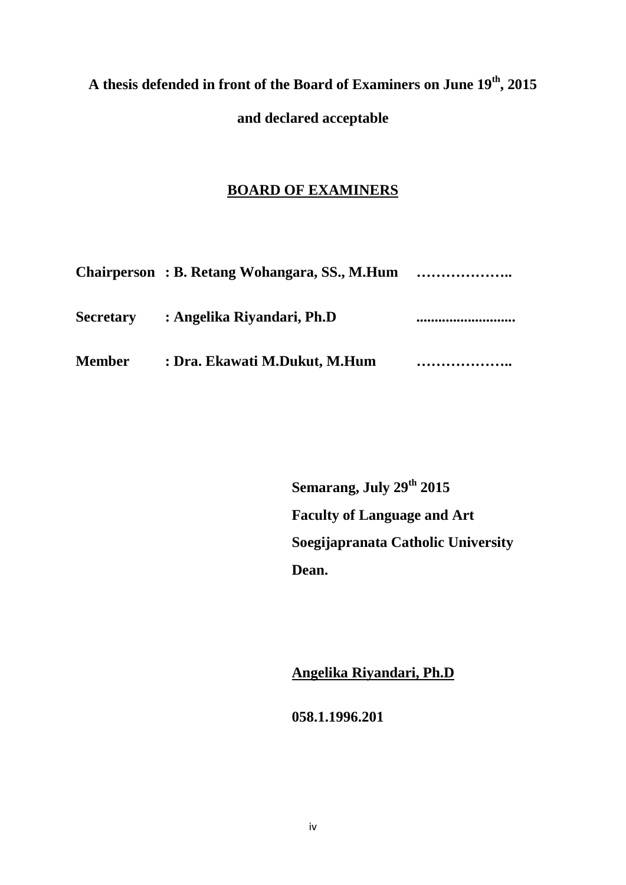**A thesis defended in front of the Board of Examiners on June 19th, 2015**

**and declared acceptable**

**BOARD OF EXAMINERS**

| | | |
|---|---|---|
| **Chairperson** | **: B. Retang Wohangara, SS., M.Hum** | **………………..** |
| **Secretary** | **: Angelika Riyandari, Ph.D** | **..........................** |
| **Member** | **: Dra. Ekawati M.Dukut, M.Hum** | **………………..** |

**Semarang, July 29th 2015**

**Faculty of Language and Art**

**Soegijapranata Catholic University**

**Dean.**

**Angelika Riyandari, Ph.D**

**058.1.1996.201**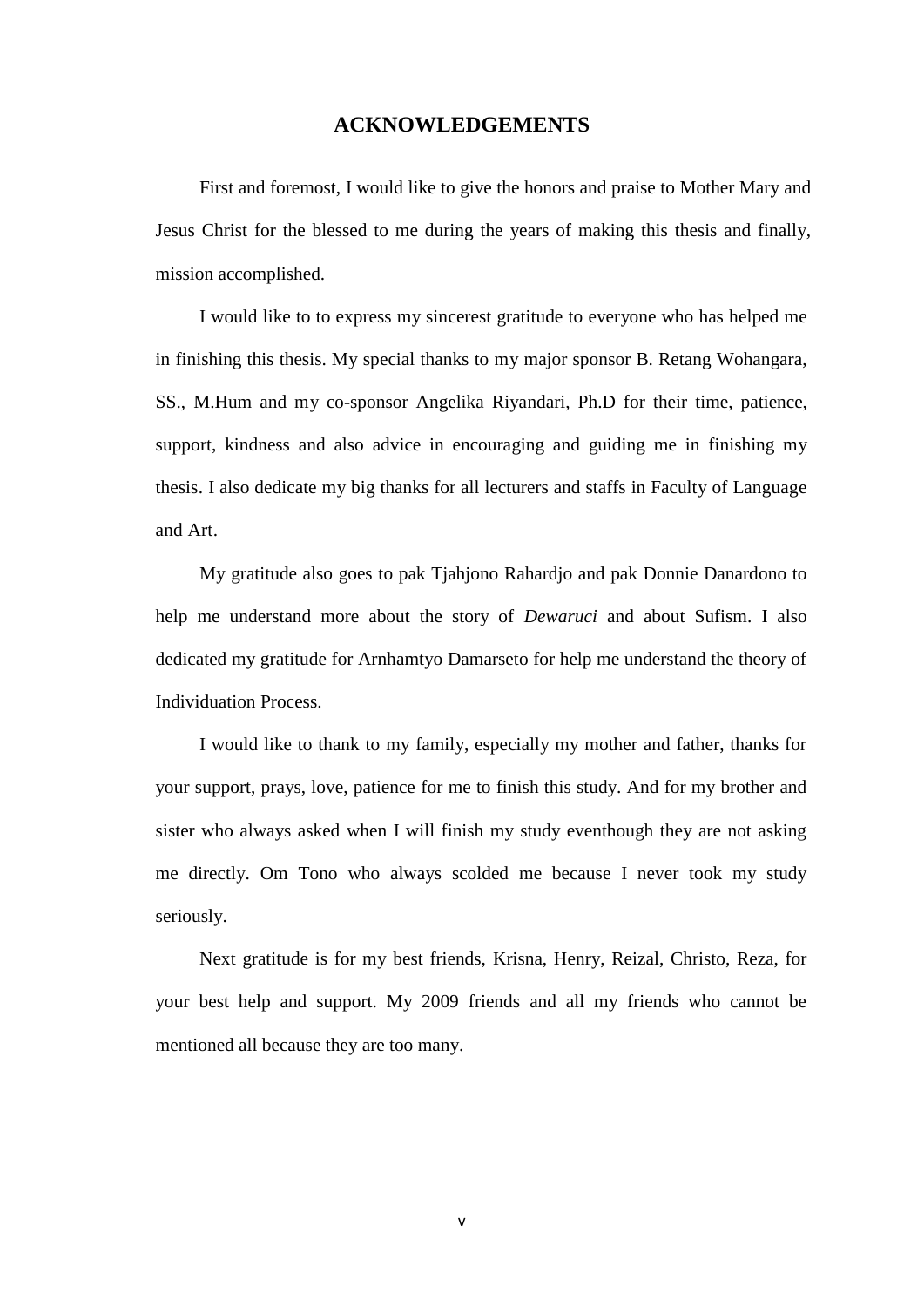# ACKNOWLEDGEMENTS

First and foremost, I would like to give the honors and praise to Mother Mary and Jesus Christ for the blessed to me during the years of making this thesis and finally, mission accomplished.

I would like to to express my sincerest gratitude to everyone who has helped me in finishing this thesis. My special thanks to my major sponsor B. Retang Wohangara, SS., M.Hum and my co-sponsor Angelika Riyandari, Ph.D for their time, patience, support, kindness and also advice in encouraging and guiding me in finishing my thesis. I also dedicate my big thanks for all lecturers and staffs in Faculty of Language and Art.

My gratitude also goes to pak Tjahjono Rahardjo and pak Donnie Danardono to help me understand more about the story of *Dewaruci* and about Sufism. I also dedicated my gratitude for Arnhamtyo Damarseto for help me understand the theory of Individuation Process.

I would like to thank to my family, especially my mother and father, thanks for your support, prays, love, patience for me to finish this study. And for my brother and sister who always asked when I will finish my study eventhough they are not asking me directly. Om Tono who always scolded me because I never took my study seriously.

Next gratitude is for my best friends, Krisna, Henry, Reizal, Christo, Reza, for your best help and support. My 2009 friends and all my friends who cannot be mentioned all because they are too many.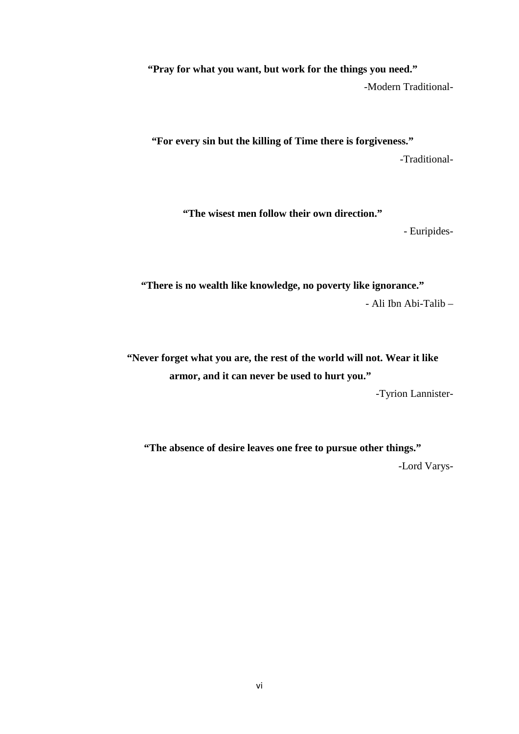**“Pray for what you want, but work for the things you need.”**

-Modern Traditional-

**“For every sin but the killing of Time there is forgiveness.”**

-Traditional-

**“The wisest men follow their own direction.”**

- Euripides-

**“There is no wealth like knowledge, no poverty like ignorance.”**

- Ali Ibn Abi-Talib –

**“Never forget what you are, the rest of the world will not. Wear it like armor, and it can never be used to hurt you.”**

-Tyrion Lannister-

**“The absence of desire leaves one free to pursue other things.”**

-Lord Varys-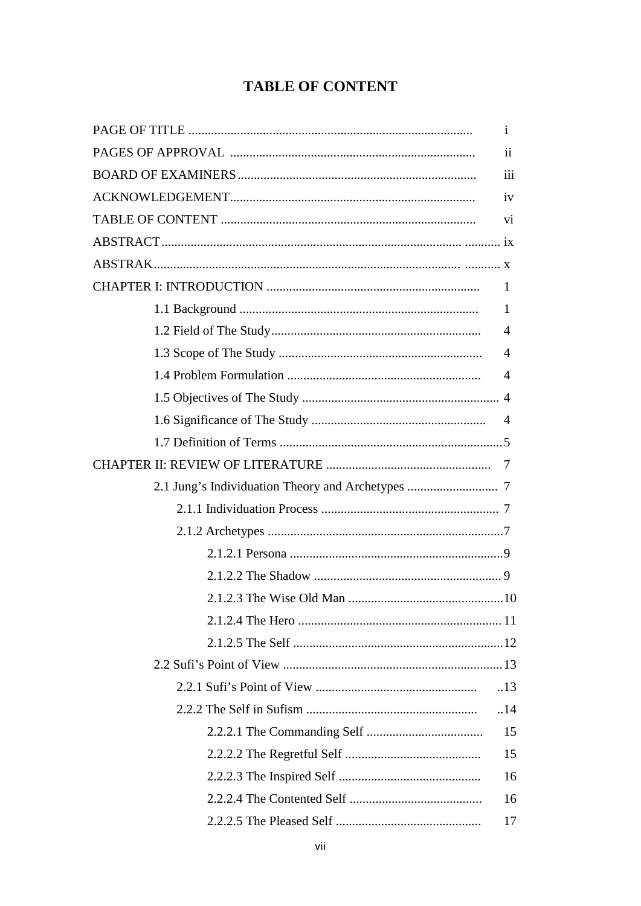# TABLE OF CONTENT

| | |
|---|---|
| PAGE OF TITLE | i |
| PAGES OF APPROVAL | ii |
| BOARD OF EXAMINERS | iii |
| ACKNOWLEDGEMENT | iv |
| TABLE OF CONTENT | vi |
| ABSTRACT | ix |
| ABSTRAK | x |
| CHAPTER I: INTRODUCTION | 1 |
| 1.1 Background | 1 |
| 1.2 Field of The Study | 4 |
| 1.3 Scope of The Study | 4 |
| 1.4 Problem Formulation | 4 |
| 1.5 Objectives of The Study | 4 |
| 1.6 Significance of The Study | 4 |
| 1.7 Definition of Terms | 5 |
| CHAPTER II: REVIEW OF LITERATURE | 7 |
| 2.1 Jung's Individuation Theory and Archetypes | 7 |
| 2.1.1 Individuation Process | 7 |
| 2.1.2 Archetypes | 7 |
| 2.1.2.1 Persona | 9 |
| 2.1.2.2 The Shadow | 9 |
| 2.1.2.3 The Wise Old Man | 10 |
| 2.1.2.4 The Hero | 11 |
| 2.1.2.5 The Self | 12 |
| 2.2 Sufi's Point of View | 13 |
| 2.2.1 Sufi's Point of View | 13 |
| 2.2.2 The Self in Sufism | 14 |
| 2.2.2.1 The Commanding Self | 15 |
| 2.2.2.2 The Regretful Self | 15 |
| 2.2.2.3 The Inspired Self | 16 |
| 2.2.2.4 The Contented Self | 16 |
| 2.2.2.5 The Pleased Self | 17 |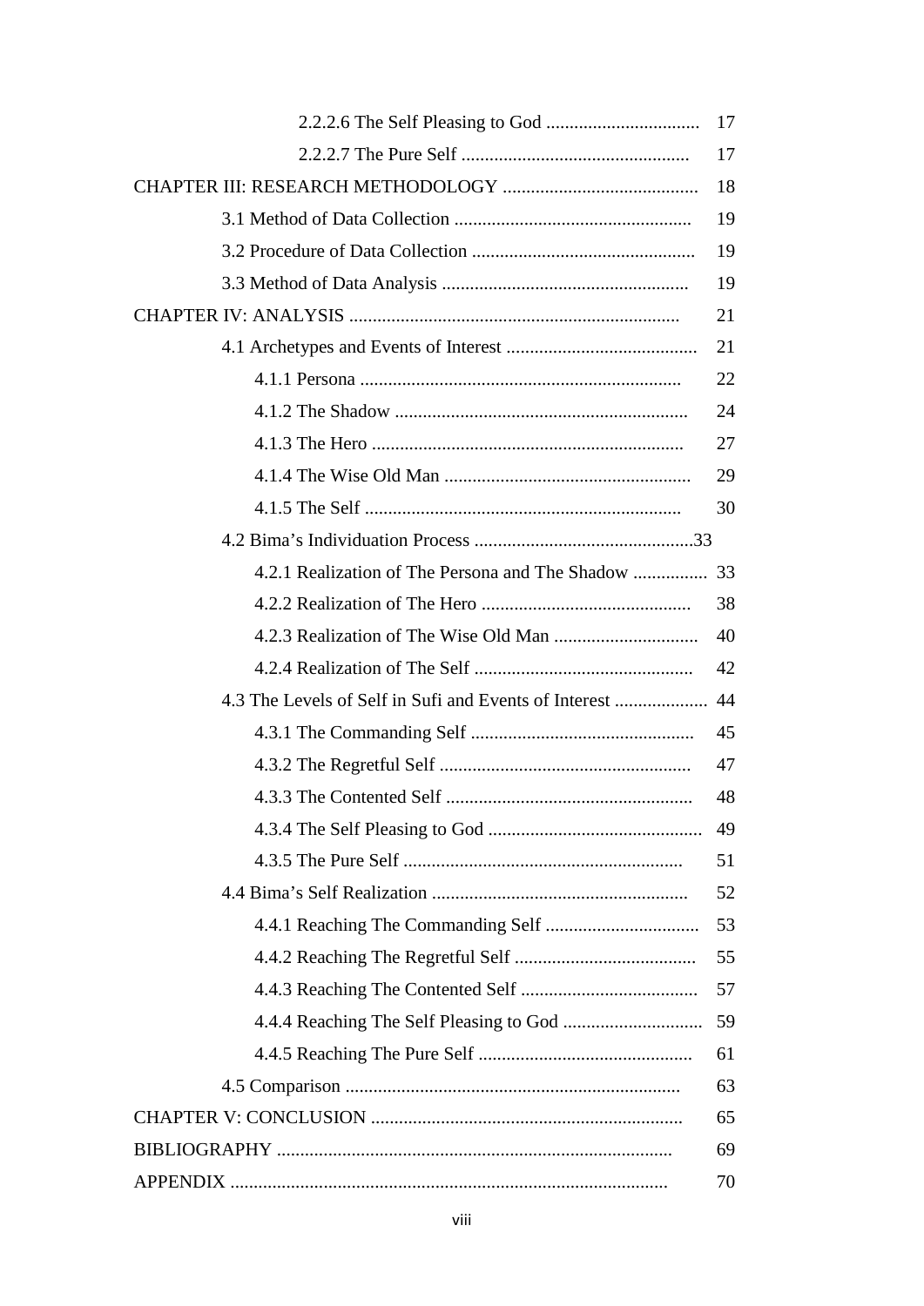2.2.2.6 The Self Pleasing to God ................................ 17

2.2.2.7 The Pure Self ................................................ 17

CHAPTER III: RESEARCH METHODOLOGY .......................................... 18

3.1 Method of Data Collection .................................................. 19

3.2 Procedure of Data Collection ............................................... 19

3.3 Method of Data Analysis .................................................... 19

CHAPTER IV: ANALYSIS ...................................................................... 21

4.1 Archetypes and Events of Interest ........................................ 21

4.1.1 Persona .................................................................... 22

4.1.2 The Shadow ............................................................... 24

4.1.3 The Hero .................................................................. 27

4.1.4 The Wise Old Man .................................................... 29

4.1.5 The Self .................................................................... 30

4.2 Bima's Individuation Process ..............................................33

4.2.1 Realization of The Persona and The Shadow ................ 33

4.2.2 Realization of The Hero ............................................ 38

4.2.3 Realization of The Wise Old Man .............................. 40

4.2.4 Realization of The Self .............................................. 42

4.3 The Levels of Self in Sufi and Events of Interest .................... 44

4.3.1 The Commanding Self ............................................... 45

4.3.2 The Regretful Self ..................................................... 47

4.3.3 The Contented Self .................................................... 48

4.3.4 The Self Pleasing to God ............................................ 49

4.3.5 The Pure Self ............................................................ 51

4.4 Bima's Self Realization ...................................................... 52

4.4.1 Reaching The Commanding Self ................................ 53

4.4.2 Reaching The Regretful Self ...................................... 55

4.4.3 Reaching The Contented Self ..................................... 57

4.4.4 Reaching The Self Pleasing to God ............................. 59

4.4.5 Reaching The Pure Self ............................................. 61

4.5 Comparison ....................................................................... 63

CHAPTER V: CONCLUSION .................................................................. 65

BIBLIOGRAPHY .................................................................................... 69

APPENDIX ............................................................................................ 70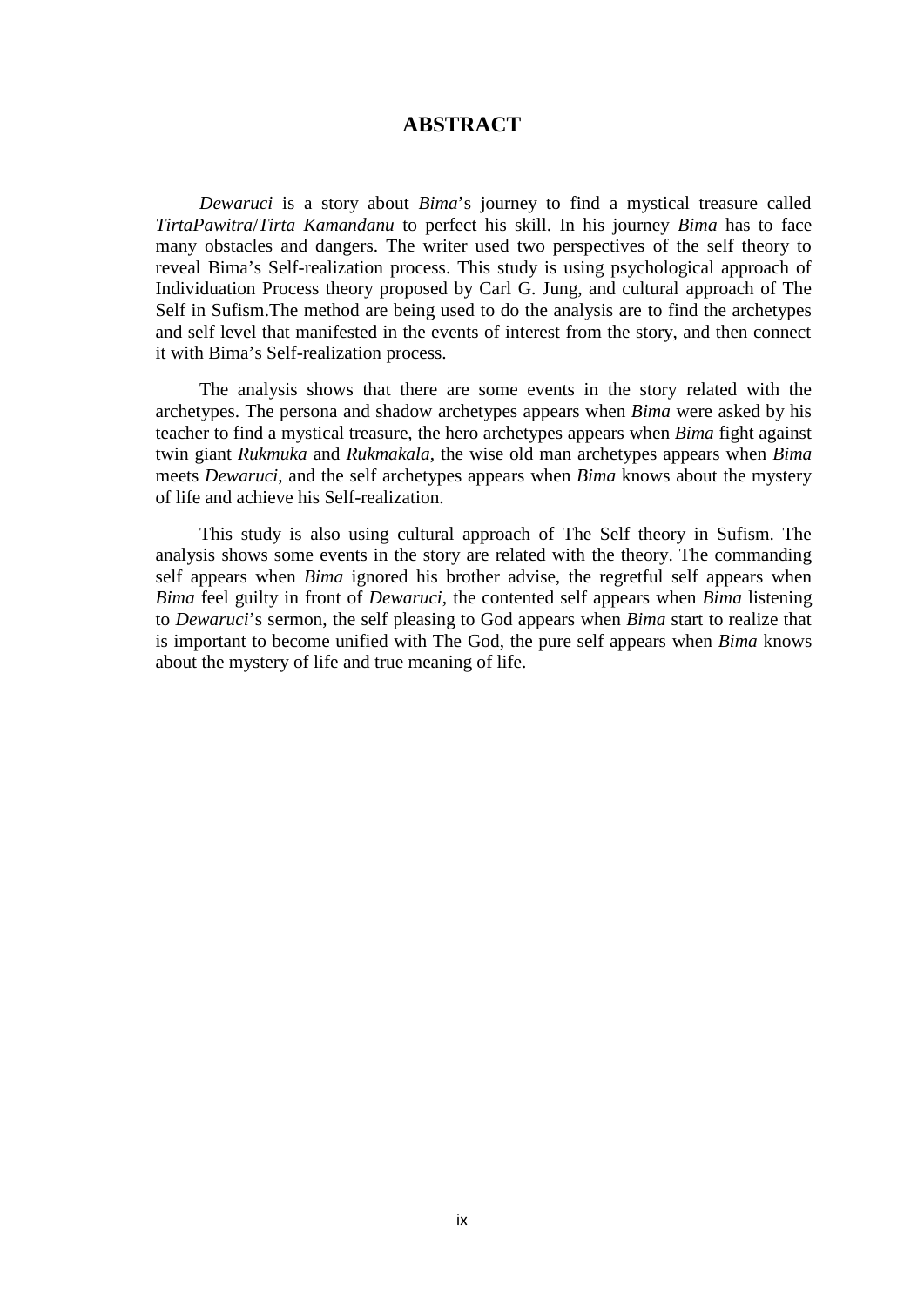# ABSTRACT

*Dewaruci* is a story about *Bima*'s journey to find a mystical treasure called *TirtaPawitra*/*Tirta Kamandanu* to perfect his skill. In his journey *Bima* has to face many obstacles and dangers. The writer used two perspectives of the self theory to reveal Bima's Self-realization process. This study is using psychological approach of Individuation Process theory proposed by Carl G. Jung, and cultural approach of The Self in Sufism.The method are being used to do the analysis are to find the archetypes and self level that manifested in the events of interest from the story, and then connect it with Bima's Self-realization process.

The analysis shows that there are some events in the story related with the archetypes. The persona and shadow archetypes appears when *Bima* were asked by his teacher to find a mystical treasure, the hero archetypes appears when *Bima* fight against twin giant *Rukmuka* and *Rukmakala*, the wise old man archetypes appears when *Bima* meets *Dewaruci*, and the self archetypes appears when *Bima* knows about the mystery of life and achieve his Self-realization.

This study is also using cultural approach of The Self theory in Sufism. The analysis shows some events in the story are related with the theory. The commanding self appears when *Bima* ignored his brother advise, the regretful self appears when *Bima* feel guilty in front of *Dewaruci*, the contented self appears when *Bima* listening to *Dewaruci*'s sermon, the self pleasing to God appears when *Bima* start to realize that is important to become unified with The God, the pure self appears when *Bima* knows about the mystery of life and true meaning of life.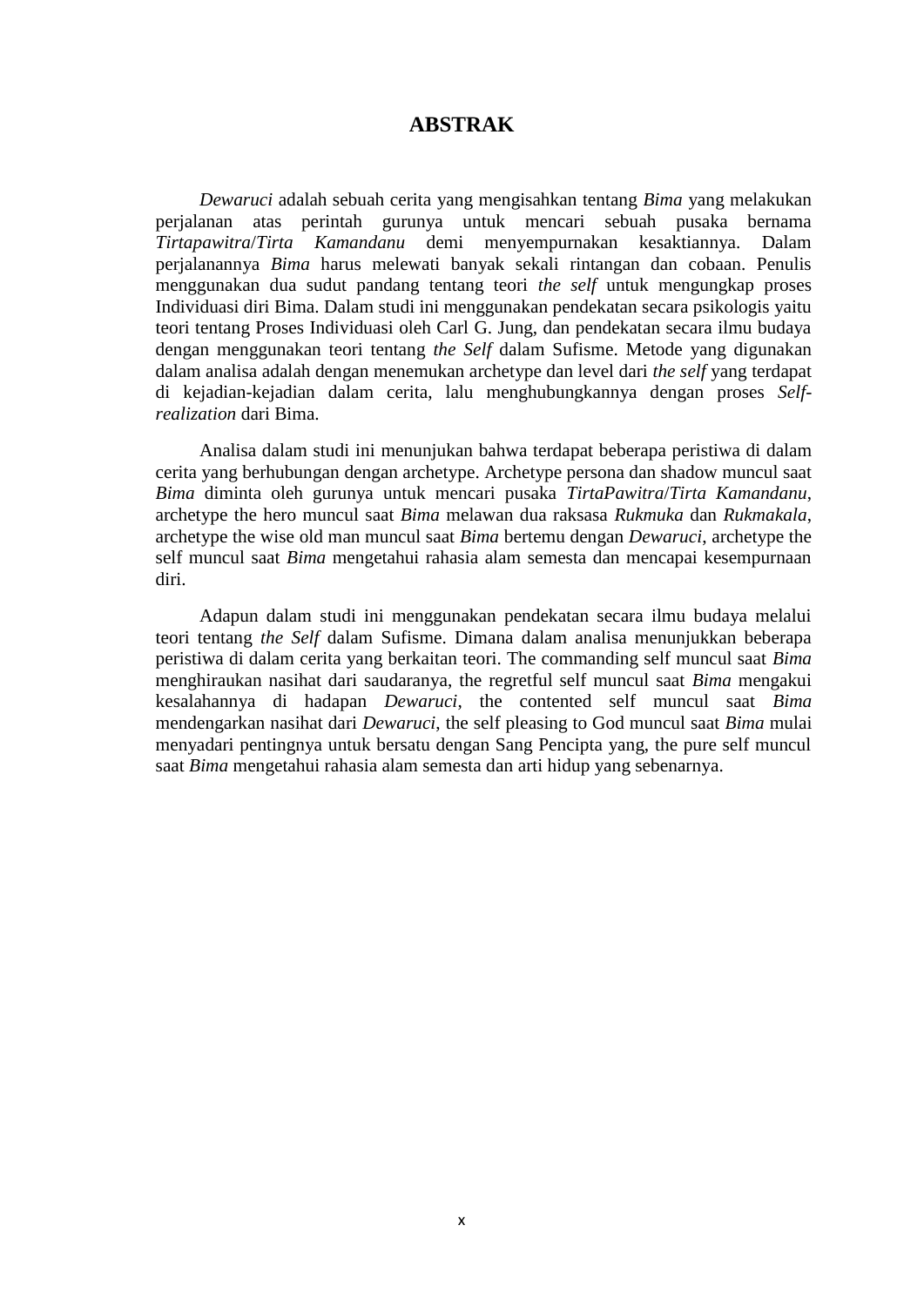# ABSTRAK

*Dewaruci* adalah sebuah cerita yang mengisahkan tentang *Bima* yang melakukan perjalanan atas perintah gurunya untuk mencari sebuah pusaka bernama *Tirtapawitra*/*Tirta Kamandanu* demi menyempurnakan kesaktiannya. Dalam perjalanannya *Bima* harus melewati banyak sekali rintangan dan cobaan. Penulis menggunakan dua sudut pandang tentang teori *the self* untuk mengungkap proses Individuasi diri Bima. Dalam studi ini menggunakan pendekatan secara psikologis yaitu teori tentang Proses Individuasi oleh Carl G. Jung, dan pendekatan secara ilmu budaya dengan menggunakan teori tentang *the Self* dalam Sufisme. Metode yang digunakan dalam analisa adalah dengan menemukan archetype dan level dari *the self* yang terdapat di kejadian-kejadian dalam cerita, lalu menghubungkannya dengan proses *Self-realization* dari Bima.

Analisa dalam studi ini menunjukan bahwa terdapat beberapa peristiwa di dalam cerita yang berhubungan dengan archetype. Archetype persona dan shadow muncul saat *Bima* diminta oleh gurunya untuk mencari pusaka *TirtaPawitra*/*Tirta Kamandanu*, archetype the hero muncul saat *Bima* melawan dua raksasa *Rukmuka* dan *Rukmakala*, archetype the wise old man muncul saat *Bima* bertemu dengan *Dewaruci*, archetype the self muncul saat *Bima* mengetahui rahasia alam semesta dan mencapai kesempurnaan diri.

Adapun dalam studi ini menggunakan pendekatan secara ilmu budaya melalui teori tentang *the Self* dalam Sufisme. Dimana dalam analisa menunjukkan beberapa peristiwa di dalam cerita yang berkaitan teori. The commanding self muncul saat *Bima* menghiraukan nasihat dari saudaranya, the regretful self muncul saat *Bima* mengakui kesalahannya di hadapan *Dewaruci*, the contented self muncul saat *Bima* mendengarkan nasihat dari *Dewaruci*, the self pleasing to God muncul saat *Bima* mulai menyadari pentingnya untuk bersatu dengan Sang Pencipta yang, the pure self muncul saat *Bima* mengetahui rahasia alam semesta dan arti hidup yang sebenarnya.